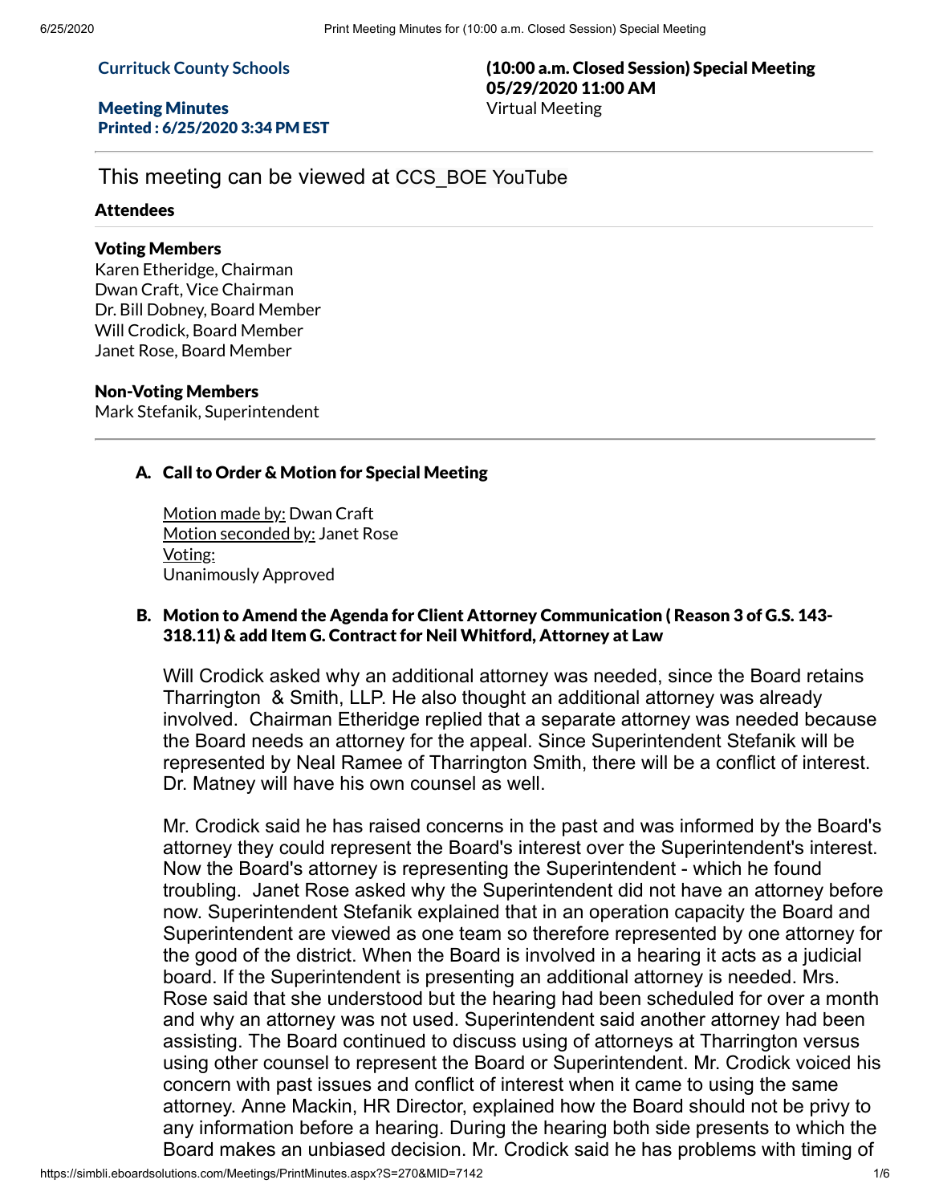**Currituck County Schools**

**Meeting Minutes**
**Printed : 6/25/2020 3:34 PM EST**

**(10:00 a.m. Closed Session) Special Meeting**
**05/29/2020 11:00 AM**
Virtual Meeting

This meeting can be viewed at CCS_BOE YouTube

### Attendees

**Voting Members**
Karen Etheridge, Chairman
Dwan Craft, Vice Chairman
Dr. Bill Dobney, Board Member
Will Crodick, Board Member
Janet Rose, Board Member

**Non-Voting Members**
Mark Stefanik, Superintendent

---

### A. Call to Order & Motion for Special Meeting

Motion made by: Dwan Craft
Motion seconded by: Janet Rose
Voting:
Unanimously Approved

### B. Motion to Amend the Agenda for Client Attorney Communication ( Reason 3 of G.S. 143-318.11) & add Item G. Contract for Neil Whitford, Attorney at Law

Will Crodick asked why an additional attorney was needed, since the Board retains Tharrington & Smith, LLP. He also thought an additional attorney was already involved. Chairman Etheridge replied that a separate attorney was needed because the Board needs an attorney for the appeal. Since Superintendent Stefanik will be represented by Neal Ramee of Tharrington Smith, there will be a conflict of interest. Dr. Matney will have his own counsel as well.

Mr. Crodick said he has raised concerns in the past and was informed by the Board's attorney they could represent the Board's interest over the Superintendent's interest. Now the Board's attorney is representing the Superintendent - which he found troubling. Janet Rose asked why the Superintendent did not have an attorney before now. Superintendent Stefanik explained that in an operation capacity the Board and Superintendent are viewed as one team so therefore represented by one attorney for the good of the district. When the Board is involved in a hearing it acts as a judicial board. If the Superintendent is presenting an additional attorney is needed. Mrs. Rose said that she understood but the hearing had been scheduled for over a month and why an attorney was not used. Superintendent said another attorney had been assisting. The Board continued to discuss using of attorneys at Tharrington versus using other counsel to represent the Board or Superintendent. Mr. Crodick voiced his concern with past issues and conflict of interest when it came to using the same attorney. Anne Mackin, HR Director, explained how the Board should not be privy to any information before a hearing. During the hearing both side presents to which the Board makes an unbiased decision. Mr. Crodick said he has problems with timing of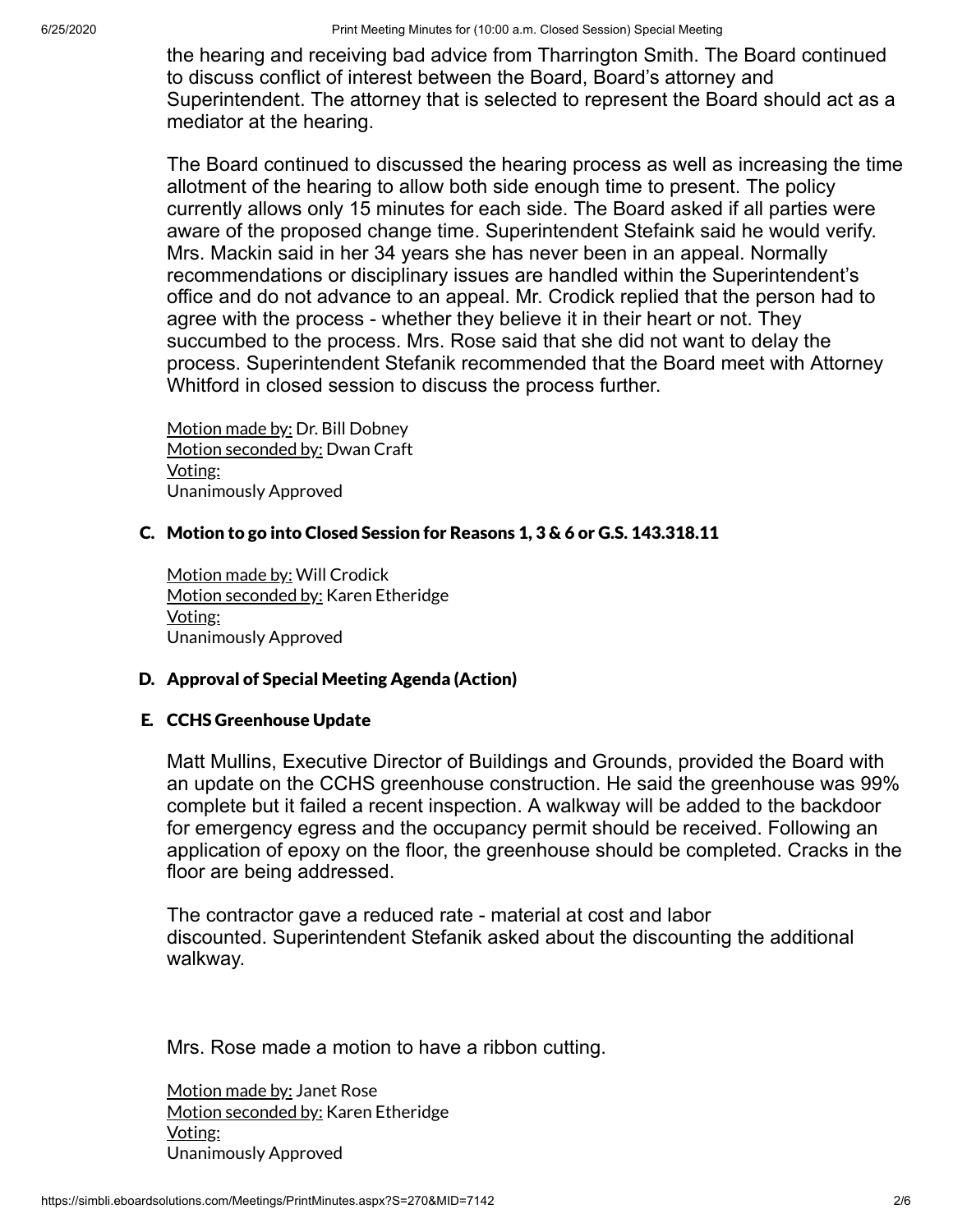the hearing and receiving bad advice from Tharrington Smith. The Board continued to discuss conflict of interest between the Board, Board's attorney and Superintendent. The attorney that is selected to represent the Board should act as a mediator at the hearing.

The Board continued to discussed the hearing process as well as increasing the time allotment of the hearing to allow both side enough time to present. The policy currently allows only 15 minutes for each side. The Board asked if all parties were aware of the proposed change time. Superintendent Stefaink said he would verify. Mrs. Mackin said in her 34 years she has never been in an appeal. Normally recommendations or disciplinary issues are handled within the Superintendent's office and do not advance to an appeal. Mr. Crodick replied that the person had to agree with the process - whether they believe it in their heart or not. They succumbed to the process. Mrs. Rose said that she did not want to delay the process. Superintendent Stefanik recommended that the Board meet with Attorney Whitford in closed session to discuss the process further.

Motion made by: Dr. Bill Dobney
Motion seconded by: Dwan Craft
Voting:
Unanimously Approved

### C. Motion to go into Closed Session for Reasons 1, 3 & 6 or G.S. 143.318.11

Motion made by: Will Crodick
Motion seconded by: Karen Etheridge
Voting:
Unanimously Approved

### D. Approval of Special Meeting Agenda (Action)

### E. CCHS Greenhouse Update

Matt Mullins, Executive Director of Buildings and Grounds, provided the Board with an update on the CCHS greenhouse construction. He said the greenhouse was 99% complete but it failed a recent inspection. A walkway will be added to the backdoor for emergency egress and the occupancy permit should be received. Following an application of epoxy on the floor, the greenhouse should be completed. Cracks in the floor are being addressed.

The contractor gave a reduced rate - material at cost and labor discounted. Superintendent Stefanik asked about the discounting the additional walkway.

Mrs. Rose made a motion to have a ribbon cutting.

Motion made by: Janet Rose
Motion seconded by: Karen Etheridge
Voting:
Unanimously Approved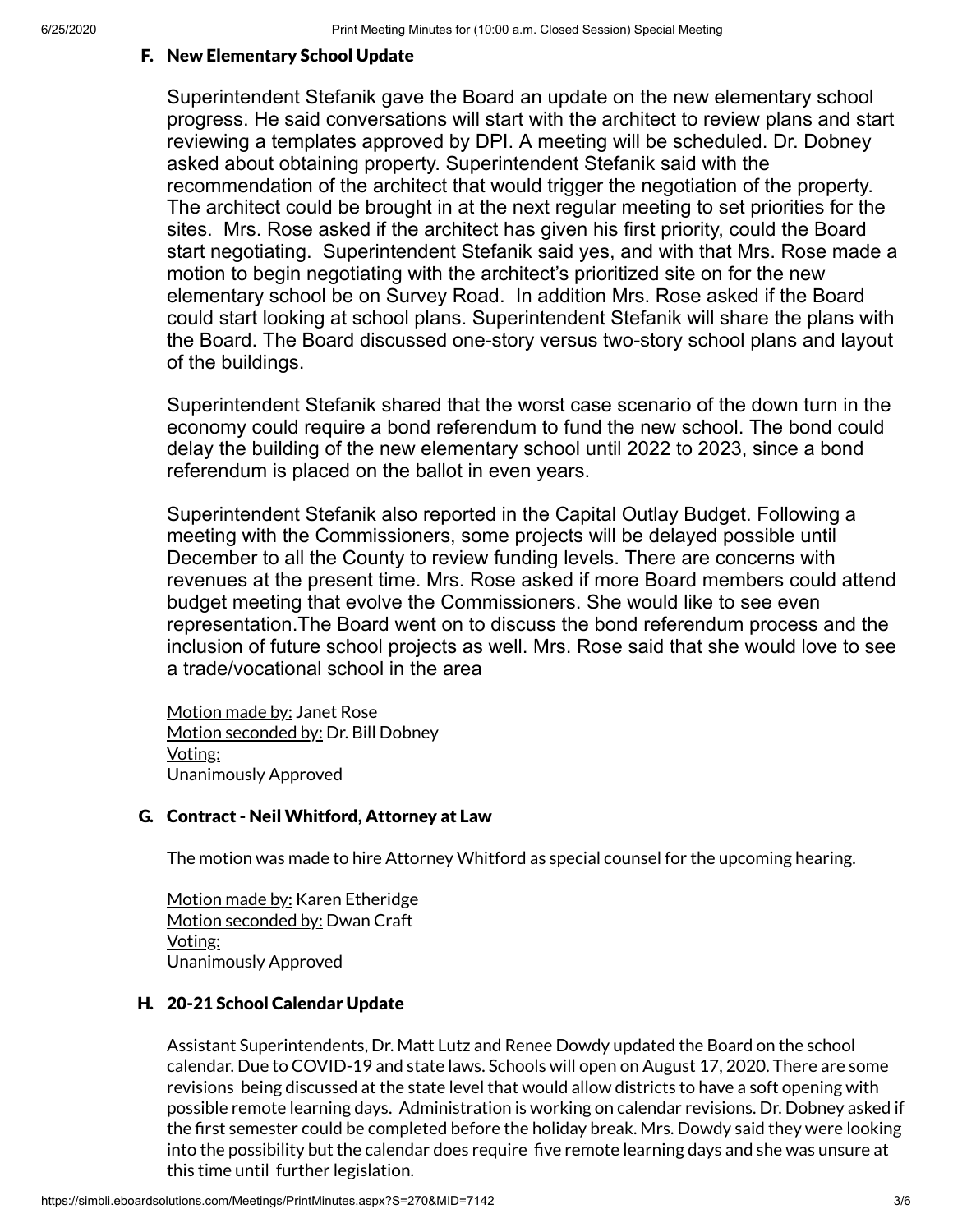### F. New Elementary School Update

Superintendent Stefanik gave the Board an update on the new elementary school progress. He said conversations will start with the architect to review plans and start reviewing a templates approved by DPI. A meeting will be scheduled. Dr. Dobney asked about obtaining property. Superintendent Stefanik said with the recommendation of the architect that would trigger the negotiation of the property. The architect could be brought in at the next regular meeting to set priorities for the sites. Mrs. Rose asked if the architect has given his first priority, could the Board start negotiating. Superintendent Stefanik said yes, and with that Mrs. Rose made a motion to begin negotiating with the architect's prioritized site on for the new elementary school be on Survey Road. In addition Mrs. Rose asked if the Board could start looking at school plans. Superintendent Stefanik will share the plans with the Board. The Board discussed one-story versus two-story school plans and layout of the buildings.

Superintendent Stefanik shared that the worst case scenario of the down turn in the economy could require a bond referendum to fund the new school. The bond could delay the building of the new elementary school until 2022 to 2023, since a bond referendum is placed on the ballot in even years.

Superintendent Stefanik also reported in the Capital Outlay Budget. Following a meeting with the Commissioners, some projects will be delayed possible until December to all the County to review funding levels. There are concerns with revenues at the present time. Mrs. Rose asked if more Board members could attend budget meeting that evolve the Commissioners. She would like to see even representation.The Board went on to discuss the bond referendum process and the inclusion of future school projects as well. Mrs. Rose said that she would love to see a trade/vocational school in the area

Motion made by: Janet Rose
Motion seconded by: Dr. Bill Dobney
Voting:
Unanimously Approved

### G. Contract - Neil Whitford, Attorney at Law

The motion was made to hire Attorney Whitford as special counsel for the upcoming hearing.

Motion made by: Karen Etheridge
Motion seconded by: Dwan Craft
Voting:
Unanimously Approved

### H. 20-21 School Calendar Update

Assistant Superintendents, Dr. Matt Lutz and Renee Dowdy updated the Board on the school calendar. Due to COVID-19 and state laws. Schools will open on August 17, 2020. There are some revisions being discussed at the state level that would allow districts to have a soft opening with possible remote learning days. Administration is working on calendar revisions. Dr. Dobney asked if the first semester could be completed before the holiday break. Mrs. Dowdy said they were looking into the possibility but the calendar does require five remote learning days and she was unsure at this time until further legislation.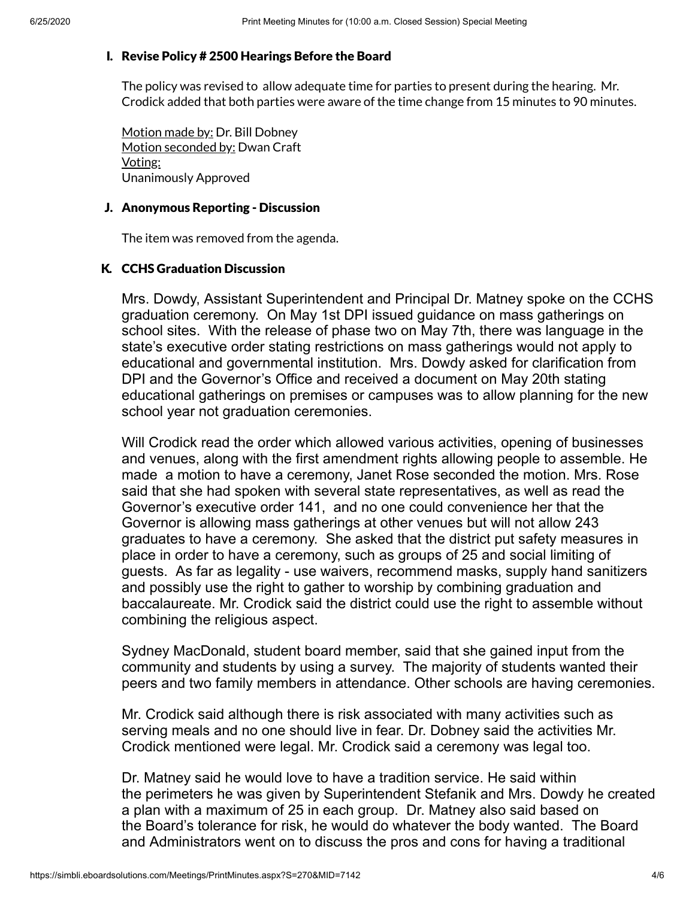### I. Revise Policy # 2500 Hearings Before the Board

The policy was revised to allow adequate time for parties to present during the hearing. Mr. Crodick added that both parties were aware of the time change from 15 minutes to 90 minutes.

Motion made by: Dr. Bill Dobney
Motion seconded by: Dwan Craft
Voting:
Unanimously Approved

### J. Anonymous Reporting - Discussion

The item was removed from the agenda.

### K. CCHS Graduation Discussion

Mrs. Dowdy, Assistant Superintendent and Principal Dr. Matney spoke on the CCHS graduation ceremony. On May 1st DPI issued guidance on mass gatherings on school sites. With the release of phase two on May 7th, there was language in the state's executive order stating restrictions on mass gatherings would not apply to educational and governmental institution. Mrs. Dowdy asked for clarification from DPI and the Governor's Office and received a document on May 20th stating educational gatherings on premises or campuses was to allow planning for the new school year not graduation ceremonies.

Will Crodick read the order which allowed various activities, opening of businesses and venues, along with the first amendment rights allowing people to assemble. He made a motion to have a ceremony, Janet Rose seconded the motion. Mrs. Rose said that she had spoken with several state representatives, as well as read the Governor's executive order 141, and no one could convenience her that the Governor is allowing mass gatherings at other venues but will not allow 243 graduates to have a ceremony. She asked that the district put safety measures in place in order to have a ceremony, such as groups of 25 and social limiting of guests. As far as legality - use waivers, recommend masks, supply hand sanitizers and possibly use the right to gather to worship by combining graduation and baccalaureate. Mr. Crodick said the district could use the right to assemble without combining the religious aspect.

Sydney MacDonald, student board member, said that she gained input from the community and students by using a survey. The majority of students wanted their peers and two family members in attendance. Other schools are having ceremonies.

Mr. Crodick said although there is risk associated with many activities such as serving meals and no one should live in fear. Dr. Dobney said the activities Mr. Crodick mentioned were legal. Mr. Crodick said a ceremony was legal too.

Dr. Matney said he would love to have a tradition service. He said within the perimeters he was given by Superintendent Stefanik and Mrs. Dowdy he created a plan with a maximum of 25 in each group. Dr. Matney also said based on the Board's tolerance for risk, he would do whatever the body wanted. The Board and Administrators went on to discuss the pros and cons for having a traditional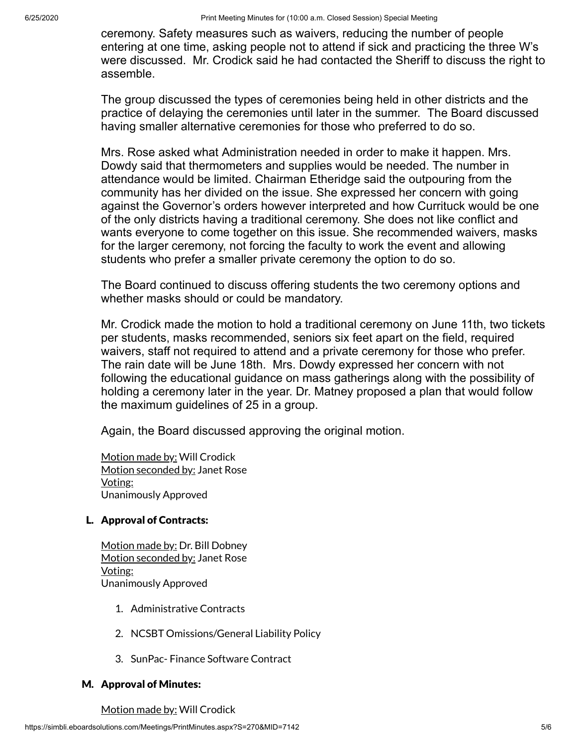ceremony. Safety measures such as waivers, reducing the number of people entering at one time, asking people not to attend if sick and practicing the three W's were discussed. Mr. Crodick said he had contacted the Sheriff to discuss the right to assemble.

The group discussed the types of ceremonies being held in other districts and the practice of delaying the ceremonies until later in the summer. The Board discussed having smaller alternative ceremonies for those who preferred to do so.

Mrs. Rose asked what Administration needed in order to make it happen. Mrs. Dowdy said that thermometers and supplies would be needed. The number in attendance would be limited. Chairman Etheridge said the outpouring from the community has her divided on the issue. She expressed her concern with going against the Governor's orders however interpreted and how Currituck would be one of the only districts having a traditional ceremony. She does not like conflict and wants everyone to come together on this issue. She recommended waivers, masks for the larger ceremony, not forcing the faculty to work the event and allowing students who prefer a smaller private ceremony the option to do so.

The Board continued to discuss offering students the two ceremony options and whether masks should or could be mandatory.

Mr. Crodick made the motion to hold a traditional ceremony on June 11th, two tickets per students, masks recommended, seniors six feet apart on the field, required waivers, staff not required to attend and a private ceremony for those who prefer. The rain date will be June 18th. Mrs. Dowdy expressed her concern with not following the educational guidance on mass gatherings along with the possibility of holding a ceremony later in the year. Dr. Matney proposed a plan that would follow the maximum guidelines of 25 in a group.

Again, the Board discussed approving the original motion.

Motion made by: Will Crodick
Motion seconded by: Janet Rose
Voting:
Unanimously Approved

## L. Approval of Contracts:

Motion made by: Dr. Bill Dobney
Motion seconded by: Janet Rose
Voting:
Unanimously Approved

1. Administrative Contracts
2. NCSBT Omissions/General Liability Policy
3. SunPac- Finance Software Contract

## M. Approval of Minutes:

Motion made by: Will Crodick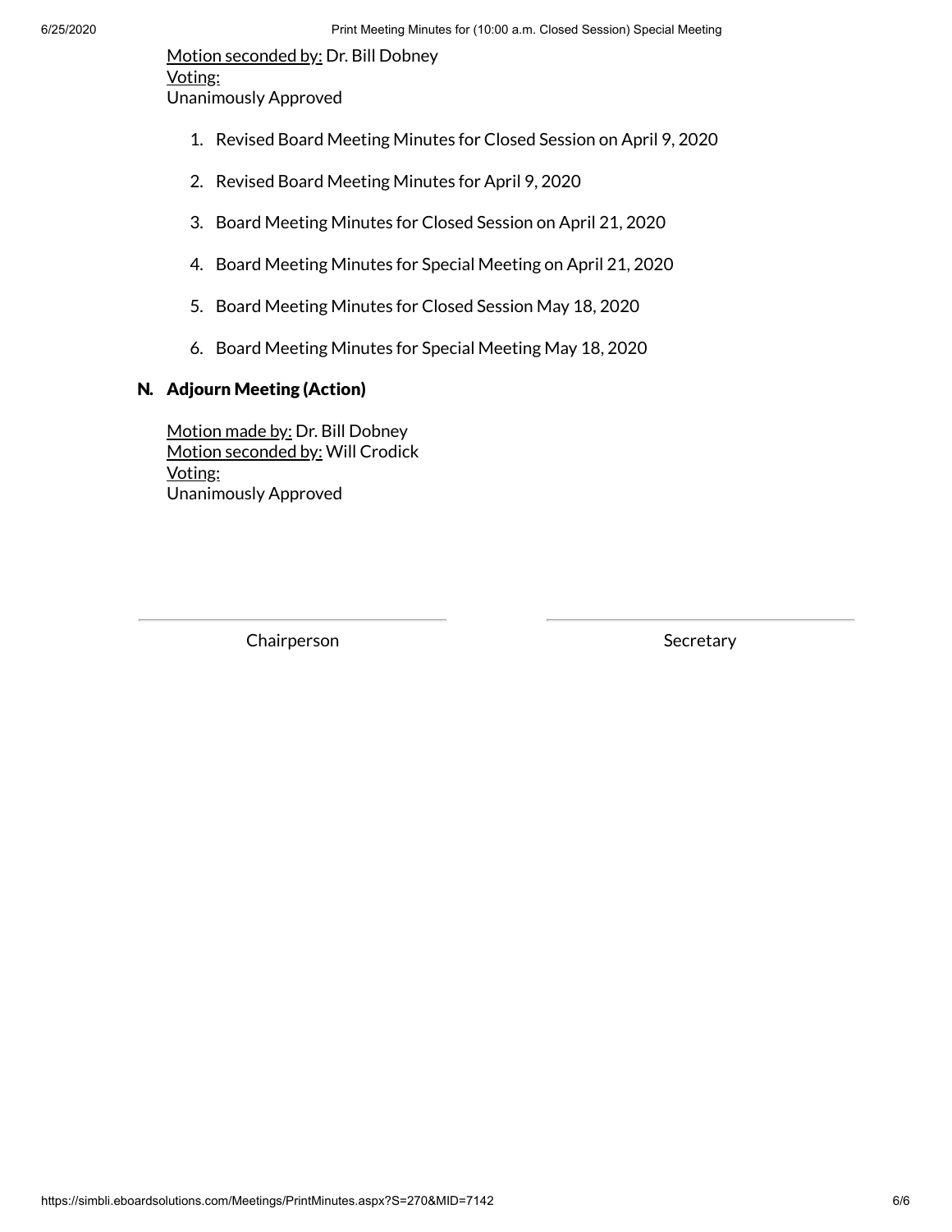Motion seconded by: Dr. Bill Dobney
Voting:
Unanimously Approved

1. Revised Board Meeting Minutes for Closed Session on April 9, 2020
2. Revised Board Meeting Minutes for April 9, 2020
3. Board Meeting Minutes for Closed Session on April 21, 2020
4. Board Meeting Minutes for Special Meeting on April 21, 2020
5. Board Meeting Minutes for Closed Session May 18, 2020
6. Board Meeting Minutes for Special Meeting May 18, 2020

## N. Adjourn Meeting (Action)

Motion made by: Dr. Bill Dobney
Motion seconded by: Will Crodick
Voting:
Unanimously Approved

Chairperson

Secretary